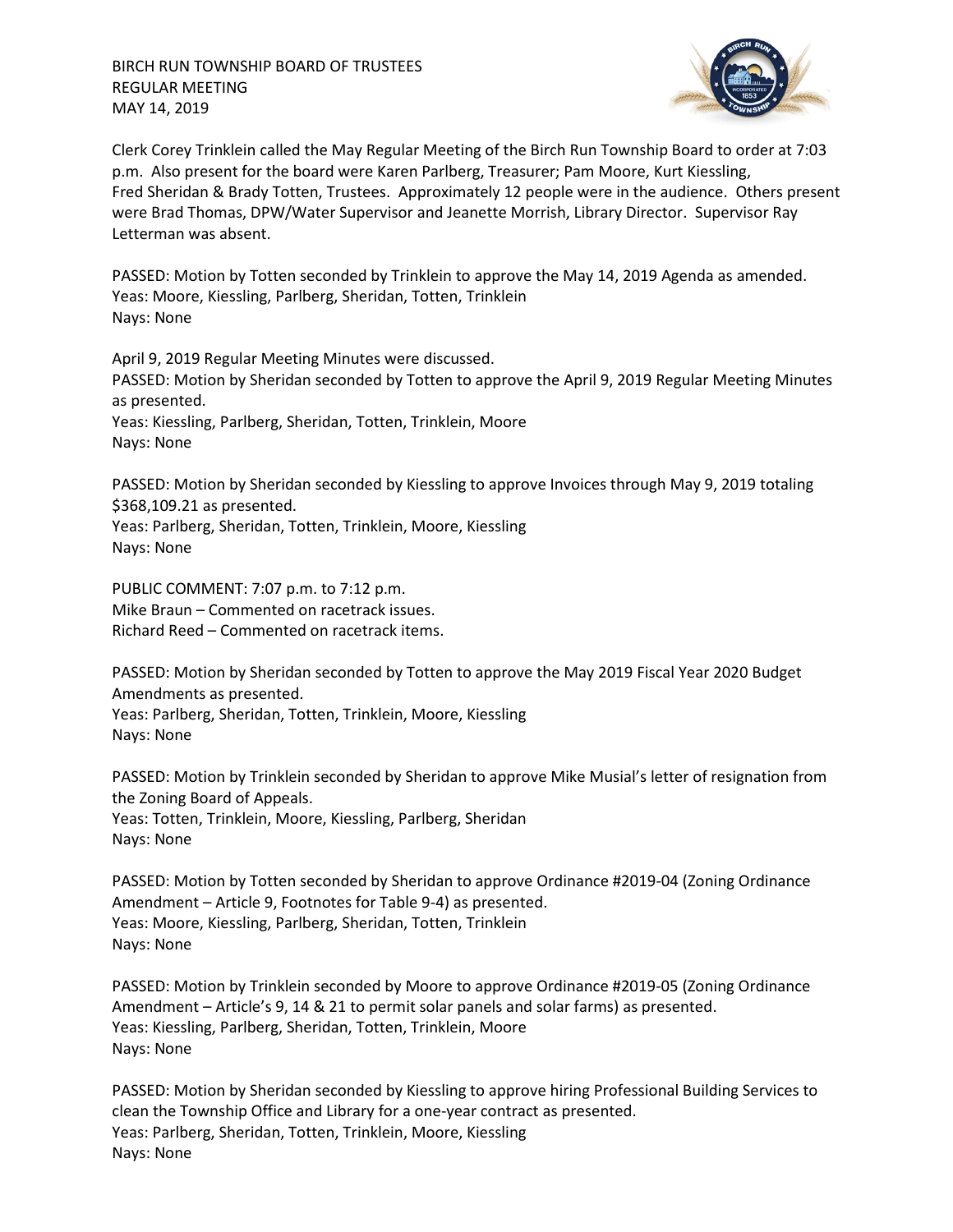BIRCH RUN TOWNSHIP BOARD OF TRUSTEES
REGULAR MEETING
MAY 14, 2019

Clerk Corey Trinklein called the May Regular Meeting of the Birch Run Township Board to order at 7:03 p.m. Also present for the board were Karen Parlberg, Treasurer; Pam Moore, Kurt Kiessling, Fred Sheridan & Brady Totten, Trustees. Approximately 12 people were in the audience. Others present were Brad Thomas, DPW/Water Supervisor and Jeanette Morrish, Library Director. Supervisor Ray Letterman was absent.

PASSED: Motion by Totten seconded by Trinklein to approve the May 14, 2019 Agenda as amended.
Yeas: Moore, Kiessling, Parlberg, Sheridan, Totten, Trinklein
Nays: None

April 9, 2019 Regular Meeting Minutes were discussed.
PASSED: Motion by Sheridan seconded by Totten to approve the April 9, 2019 Regular Meeting Minutes as presented.
Yeas: Kiessling, Parlberg, Sheridan, Totten, Trinklein, Moore
Nays: None

PASSED: Motion by Sheridan seconded by Kiessling to approve Invoices through May 9, 2019 totaling $368,109.21 as presented.
Yeas: Parlberg, Sheridan, Totten, Trinklein, Moore, Kiessling
Nays: None

PUBLIC COMMENT: 7:07 p.m. to 7:12 p.m.
Mike Braun – Commented on racetrack issues.
Richard Reed – Commented on racetrack items.

PASSED: Motion by Sheridan seconded by Totten to approve the May 2019 Fiscal Year 2020 Budget Amendments as presented.
Yeas: Parlberg, Sheridan, Totten, Trinklein, Moore, Kiessling
Nays: None

PASSED: Motion by Trinklein seconded by Sheridan to approve Mike Musial's letter of resignation from the Zoning Board of Appeals.
Yeas: Totten, Trinklein, Moore, Kiessling, Parlberg, Sheridan
Nays: None

PASSED: Motion by Totten seconded by Sheridan to approve Ordinance #2019-04 (Zoning Ordinance Amendment – Article 9, Footnotes for Table 9-4) as presented.
Yeas: Moore, Kiessling, Parlberg, Sheridan, Totten, Trinklein
Nays: None

PASSED: Motion by Trinklein seconded by Moore to approve Ordinance #2019-05 (Zoning Ordinance Amendment – Article's 9, 14 & 21 to permit solar panels and solar farms) as presented.
Yeas: Kiessling, Parlberg, Sheridan, Totten, Trinklein, Moore
Nays: None

PASSED: Motion by Sheridan seconded by Kiessling to approve hiring Professional Building Services to clean the Township Office and Library for a one-year contract as presented.
Yeas: Parlberg, Sheridan, Totten, Trinklein, Moore, Kiessling
Nays: None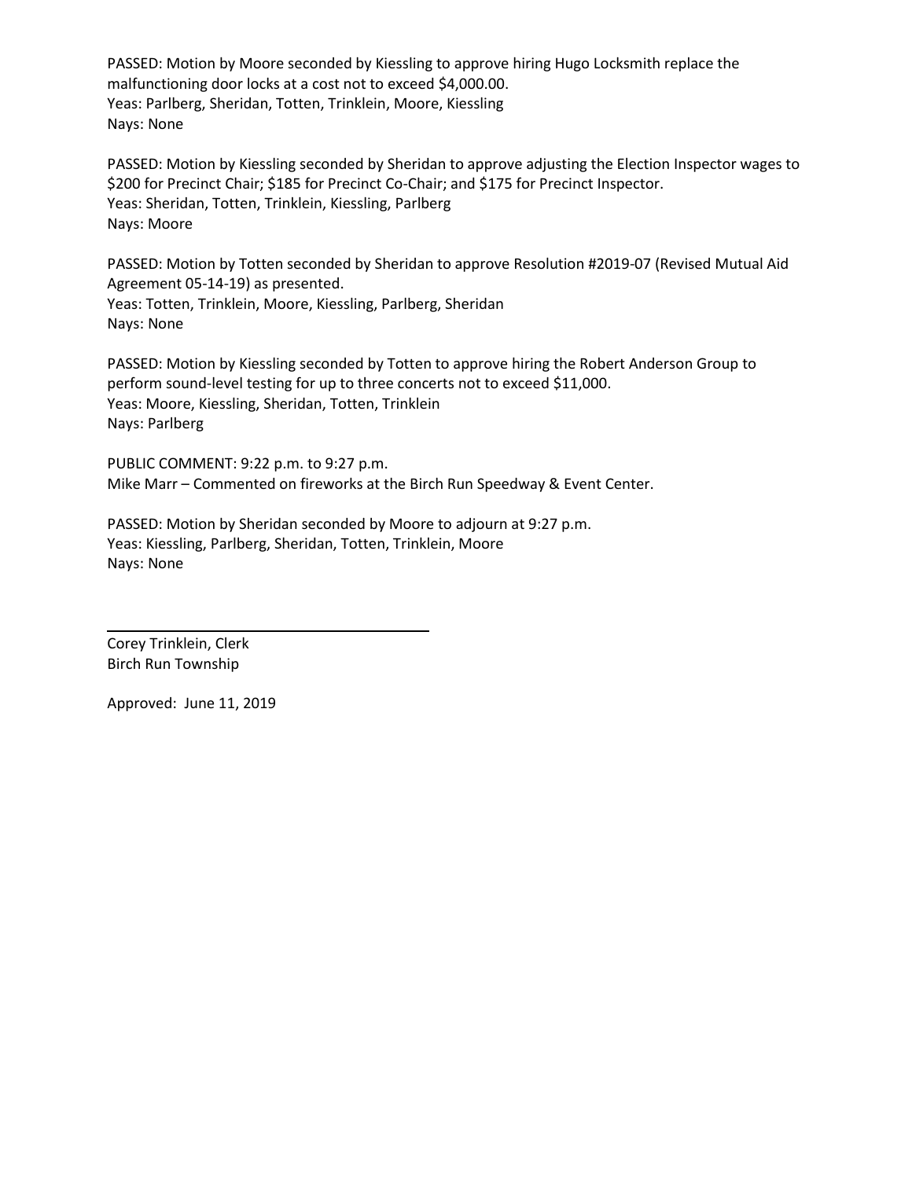PASSED: Motion by Moore seconded by Kiessling to approve hiring Hugo Locksmith replace the malfunctioning door locks at a cost not to exceed $4,000.00.
Yeas: Parlberg, Sheridan, Totten, Trinklein, Moore, Kiessling
Nays: None

PASSED: Motion by Kiessling seconded by Sheridan to approve adjusting the Election Inspector wages to $200 for Precinct Chair; $185 for Precinct Co-Chair; and $175 for Precinct Inspector.
Yeas: Sheridan, Totten, Trinklein, Kiessling, Parlberg
Nays: Moore

PASSED: Motion by Totten seconded by Sheridan to approve Resolution #2019-07 (Revised Mutual Aid Agreement 05-14-19) as presented.
Yeas: Totten, Trinklein, Moore, Kiessling, Parlberg, Sheridan
Nays: None

PASSED: Motion by Kiessling seconded by Totten to approve hiring the Robert Anderson Group to perform sound-level testing for up to three concerts not to exceed $11,000.
Yeas: Moore, Kiessling, Sheridan, Totten, Trinklein
Nays: Parlberg

PUBLIC COMMENT: 9:22 p.m. to 9:27 p.m.
Mike Marr – Commented on fireworks at the Birch Run Speedway & Event Center.

PASSED: Motion by Sheridan seconded by Moore to adjourn at 9:27 p.m.
Yeas: Kiessling, Parlberg, Sheridan, Totten, Trinklein, Moore
Nays: None

Corey Trinklein, Clerk
Birch Run Township

Approved: June 11, 2019